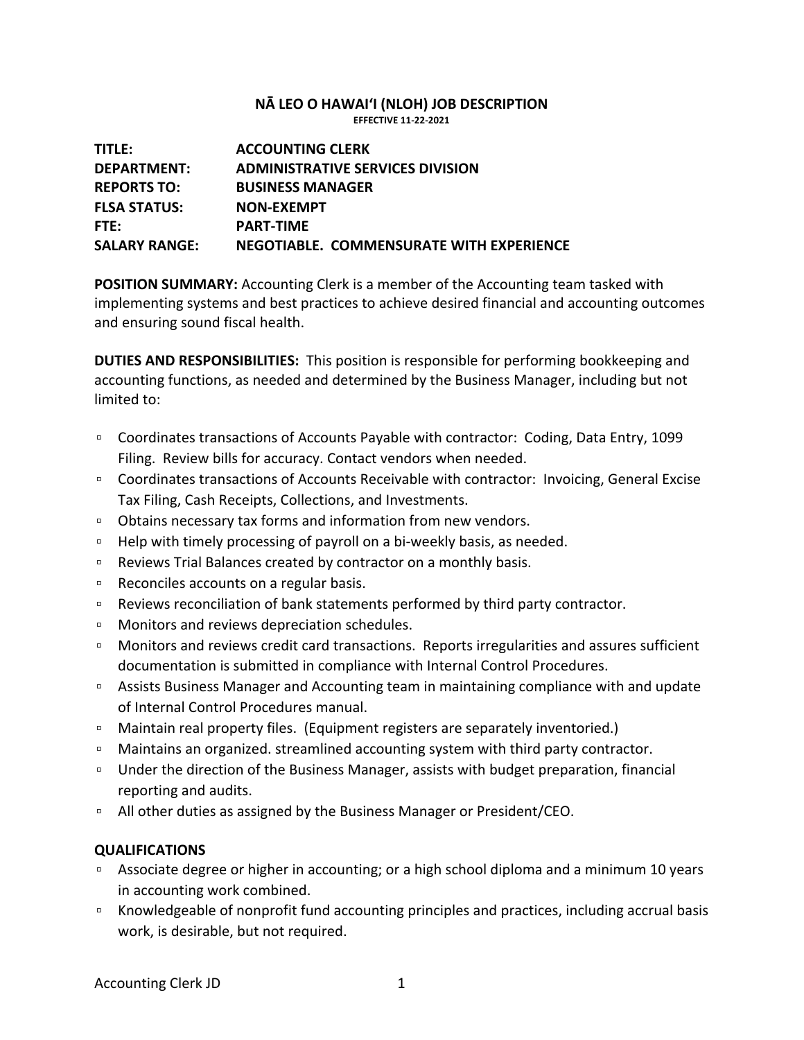# NĀ LEO O HAWAIʻI (NLOH) JOB DESCRIPTION

**EFFECTIVE 11-22-2021**

| | |
|---|---|
| **TITLE:** | **ACCOUNTING CLERK** |
| **DEPARTMENT:** | **ADMINISTRATIVE SERVICES DIVISION** |
| **REPORTS TO:** | **BUSINESS MANAGER** |
| **FLSA STATUS:** | **NON-EXEMPT** |
| **FTE:** | **PART-TIME** |
| **SALARY RANGE:** | **NEGOTIABLE. COMMENSURATE WITH EXPERIENCE** |

**POSITION SUMMARY:** Accounting Clerk is a member of the Accounting team tasked with implementing systems and best practices to achieve desired financial and accounting outcomes and ensuring sound fiscal health.

**DUTIES AND RESPONSIBILITIES:** This position is responsible for performing bookkeeping and accounting functions, as needed and determined by the Business Manager, including but not limited to:

- Coordinates transactions of Accounts Payable with contractor: Coding, Data Entry, 1099 Filing. Review bills for accuracy. Contact vendors when needed.
- Coordinates transactions of Accounts Receivable with contractor: Invoicing, General Excise Tax Filing, Cash Receipts, Collections, and Investments.
- Obtains necessary tax forms and information from new vendors.
- Help with timely processing of payroll on a bi-weekly basis, as needed.
- Reviews Trial Balances created by contractor on a monthly basis.
- Reconciles accounts on a regular basis.
- Reviews reconciliation of bank statements performed by third party contractor.
- Monitors and reviews depreciation schedules.
- Monitors and reviews credit card transactions. Reports irregularities and assures sufficient documentation is submitted in compliance with Internal Control Procedures.
- Assists Business Manager and Accounting team in maintaining compliance with and update of Internal Control Procedures manual.
- Maintain real property files. (Equipment registers are separately inventoried.)
- Maintains an organized. streamlined accounting system with third party contractor.
- Under the direction of the Business Manager, assists with budget preparation, financial reporting and audits.
- All other duties as assigned by the Business Manager or President/CEO.

## QUALIFICATIONS

- Associate degree or higher in accounting; or a high school diploma and a minimum 10 years in accounting work combined.
- Knowledgeable of nonprofit fund accounting principles and practices, including accrual basis work, is desirable, but not required.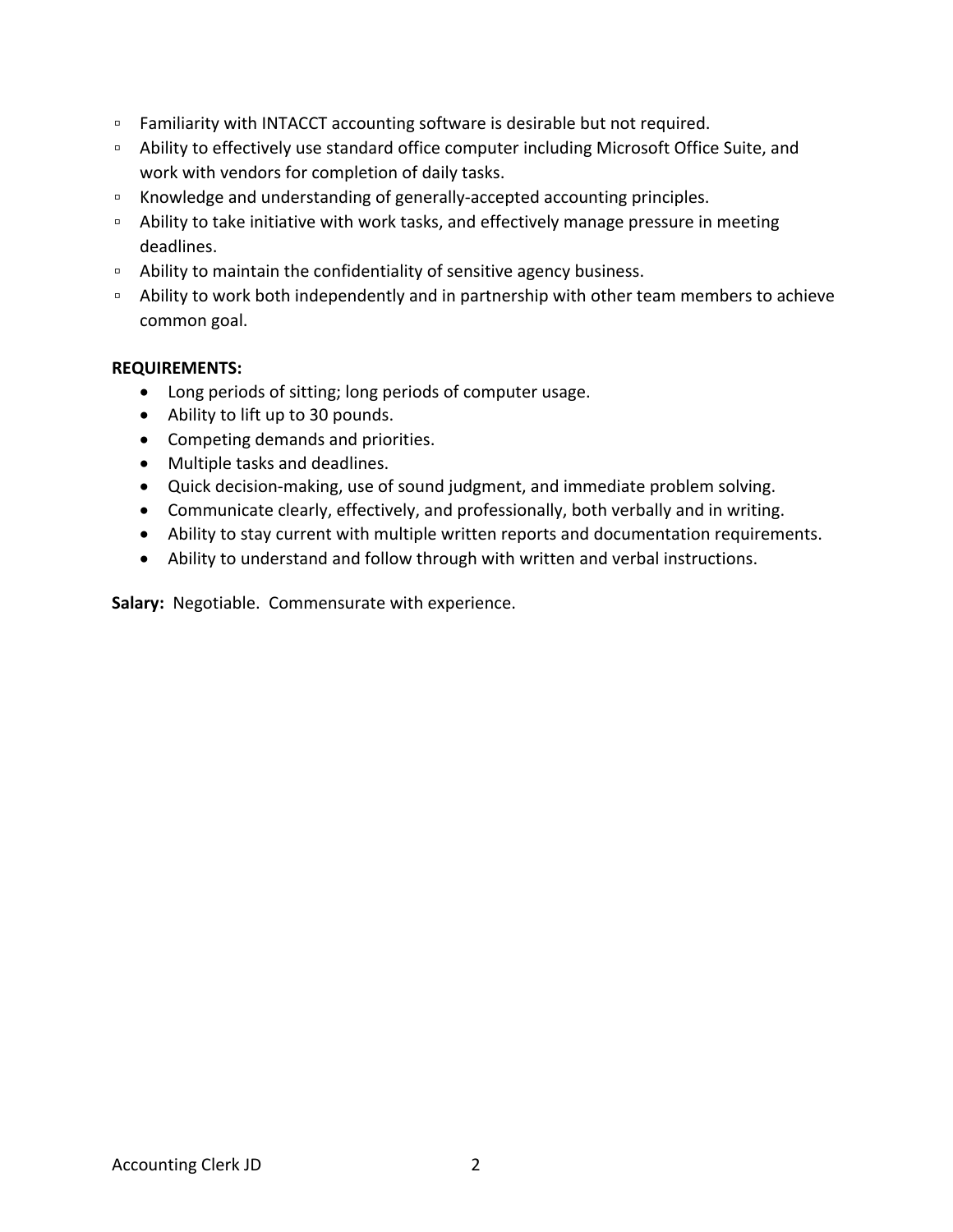- Familiarity with INTACCT accounting software is desirable but not required.
- Ability to effectively use standard office computer including Microsoft Office Suite, and work with vendors for completion of daily tasks.
- Knowledge and understanding of generally-accepted accounting principles.
- Ability to take initiative with work tasks, and effectively manage pressure in meeting deadlines.
- Ability to maintain the confidentiality of sensitive agency business.
- Ability to work both independently and in partnership with other team members to achieve common goal.

**REQUIREMENTS:**

- Long periods of sitting; long periods of computer usage.
- Ability to lift up to 30 pounds.
- Competing demands and priorities.
- Multiple tasks and deadlines.
- Quick decision-making, use of sound judgment, and immediate problem solving.
- Communicate clearly, effectively, and professionally, both verbally and in writing.
- Ability to stay current with multiple written reports and documentation requirements.
- Ability to understand and follow through with written and verbal instructions.

**Salary:** Negotiable. Commensurate with experience.